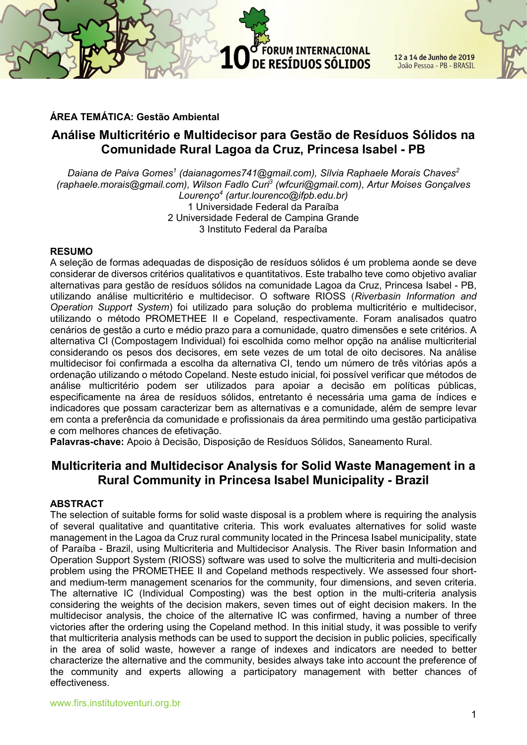**ÁREA TEMÁTICA: Gestão Ambiental**

# Análise Multicritério e Multidecisor para Gestão de Resíduos Sólidos na Comunidade Rural Lagoa da Cruz, Princesa Isabel - PB

*Daiana de Paiva Gomes[1] (daianagomes741@gmail.com), Sílvia Raphaele Morais Chaves[2] (raphaele.morais@gmail.com), Wilson Fadlo Curi[3] (wfcuri@gmail.com), Artur Moises Gonçalves Lourenço[4] (artur.lourenco@ifpb.edu.br)*

1 Universidade Federal da Paraíba
2 Universidade Federal de Campina Grande
3 Instituto Federal da Paraíba

## RESUMO

A seleção de formas adequadas de disposição de resíduos sólidos é um problema aonde se deve considerar de diversos critérios qualitativos e quantitativos. Este trabalho teve como objetivo avaliar alternativas para gestão de resíduos sólidos na comunidade Lagoa da Cruz, Princesa Isabel - PB, utilizando análise multicritério e multidecisor. O software RIOSS (*Riverbasin Information and Operation Support System*) foi utilizado para solução do problema multicritério e multidecisor, utilizando o método PROMETHEE II e Copeland, respectivamente. Foram analisados quatro cenários de gestão a curto e médio prazo para a comunidade, quatro dimensões e sete critérios. A alternativa CI (Compostagem Individual) foi escolhida como melhor opção na análise multicriterial considerando os pesos dos decisores, em sete vezes de um total de oito decisores. Na análise multidecisor foi confirmada a escolha da alternativa CI, tendo um número de três vitórias após a ordenação utilizando o método Copeland. Neste estudo inicial, foi possível verificar que métodos de análise multicritério podem ser utilizados para apoiar a decisão em políticas públicas, especificamente na área de resíduos sólidos, entretanto é necessária uma gama de índices e indicadores que possam caracterizar bem as alternativas e a comunidade, além de sempre levar em conta a preferência da comunidade e profissionais da área permitindo uma gestão participativa e com melhores chances de efetivação.

**Palavras-chave:** Apoio à Decisão, Disposição de Resíduos Sólidos, Saneamento Rural.

# Multicriteria and Multidecisor Analysis for Solid Waste Management in a Rural Community in Princesa Isabel Municipality - Brazil

## ABSTRACT

The selection of suitable forms for solid waste disposal is a problem where is requiring the analysis of several qualitative and quantitative criteria. This work evaluates alternatives for solid waste management in the Lagoa da Cruz rural community located in the Princesa Isabel municipality, state of Paraíba - Brazil, using Multicriteria and Multidecisor Analysis. The River basin Information and Operation Support System (RIOSS) software was used to solve the multicriteria and multi-decision problem using the PROMETHEE II and Copeland methods respectively. We assessed four short- and medium-term management scenarios for the community, four dimensions, and seven criteria. The alternative IC (Individual Composting) was the best option in the multi-criteria analysis considering the weights of the decision makers, seven times out of eight decision makers. In the multidecisor analysis, the choice of the alternative IC was confirmed, having a number of three victories after the ordering using the Copeland method. In this initial study, it was possible to verify that multicriteria analysis methods can be used to support the decision in public policies, specifically in the area of solid waste, however a range of indexes and indicators are needed to better characterize the alternative and the community, besides always take into account the preference of the community and experts allowing a participatory management with better chances of effectiveness.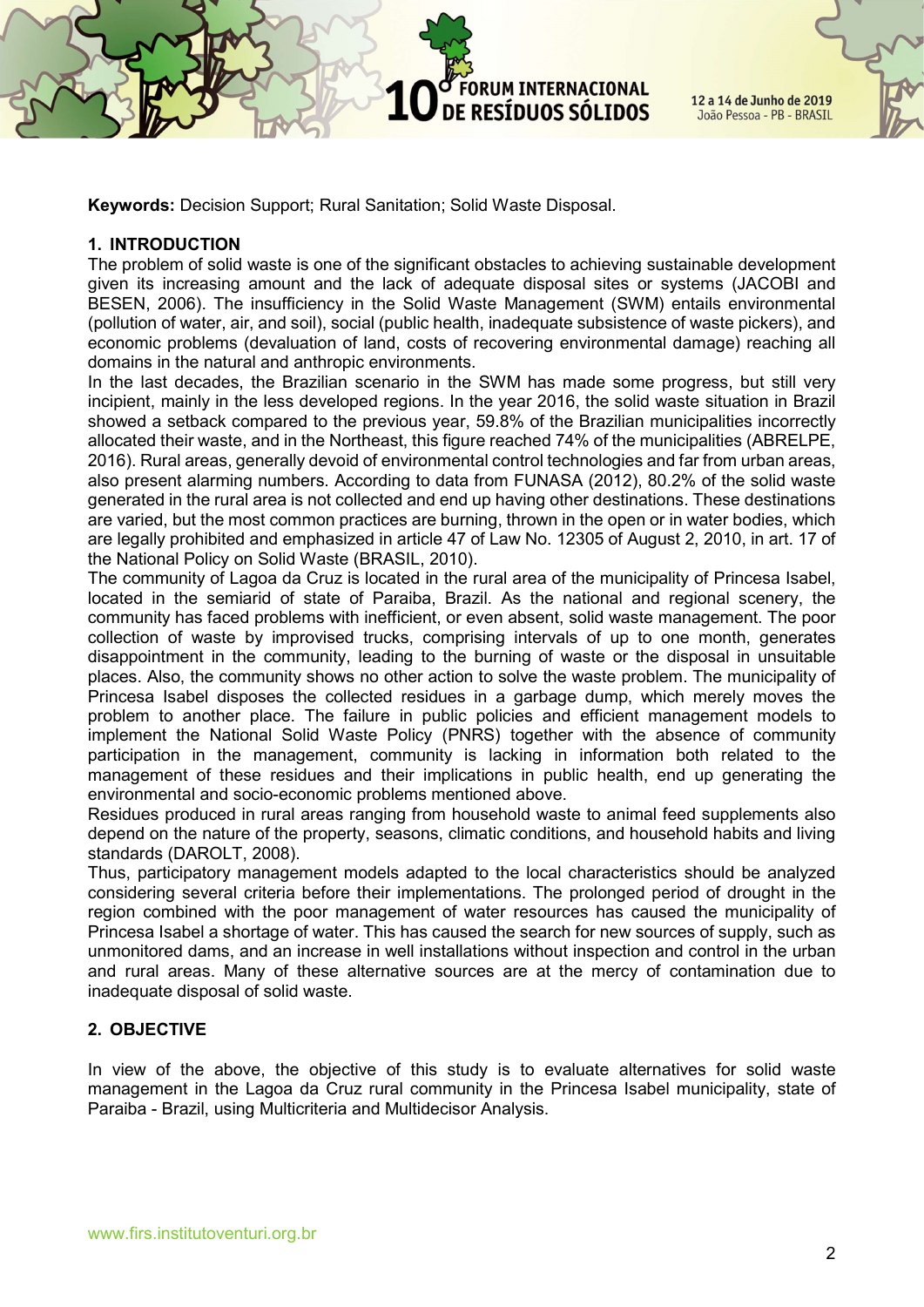**Keywords:** Decision Support; Rural Sanitation; Solid Waste Disposal.

## 1. INTRODUCTION

The problem of solid waste is one of the significant obstacles to achieving sustainable development given its increasing amount and the lack of adequate disposal sites or systems (JACOBI and BESEN, 2006). The insufficiency in the Solid Waste Management (SWM) entails environmental (pollution of water, air, and soil), social (public health, inadequate subsistence of waste pickers), and economic problems (devaluation of land, costs of recovering environmental damage) reaching all domains in the natural and anthropic environments.

In the last decades, the Brazilian scenario in the SWM has made some progress, but still very incipient, mainly in the less developed regions. In the year 2016, the solid waste situation in Brazil showed a setback compared to the previous year, 59.8% of the Brazilian municipalities incorrectly allocated their waste, and in the Northeast, this figure reached 74% of the municipalities (ABRELPE, 2016). Rural areas, generally devoid of environmental control technologies and far from urban areas, also present alarming numbers. According to data from FUNASA (2012), 80.2% of the solid waste generated in the rural area is not collected and end up having other destinations. These destinations are varied, but the most common practices are burning, thrown in the open or in water bodies, which are legally prohibited and emphasized in article 47 of Law No. 12305 of August 2, 2010, in art. 17 of the National Policy on Solid Waste (BRASIL, 2010).

The community of Lagoa da Cruz is located in the rural area of the municipality of Princesa Isabel, located in the semiarid of state of Paraiba, Brazil. As the national and regional scenery, the community has faced problems with inefficient, or even absent, solid waste management. The poor collection of waste by improvised trucks, comprising intervals of up to one month, generates disappointment in the community, leading to the burning of waste or the disposal in unsuitable places. Also, the community shows no other action to solve the waste problem. The municipality of Princesa Isabel disposes the collected residues in a garbage dump, which merely moves the problem to another place. The failure in public policies and efficient management models to implement the National Solid Waste Policy (PNRS) together with the absence of community participation in the management, community is lacking in information both related to the management of these residues and their implications in public health, end up generating the environmental and socio-economic problems mentioned above.

Residues produced in rural areas ranging from household waste to animal feed supplements also depend on the nature of the property, seasons, climatic conditions, and household habits and living standards (DAROLT, 2008).

Thus, participatory management models adapted to the local characteristics should be analyzed considering several criteria before their implementations. The prolonged period of drought in the region combined with the poor management of water resources has caused the municipality of Princesa Isabel a shortage of water. This has caused the search for new sources of supply, such as unmonitored dams, and an increase in well installations without inspection and control in the urban and rural areas. Many of these alternative sources are at the mercy of contamination due to inadequate disposal of solid waste.

## 2. OBJECTIVE

In view of the above, the objective of this study is to evaluate alternatives for solid waste management in the Lagoa da Cruz rural community in the Princesa Isabel municipality, state of Paraiba - Brazil, using Multicriteria and Multidecisor Analysis.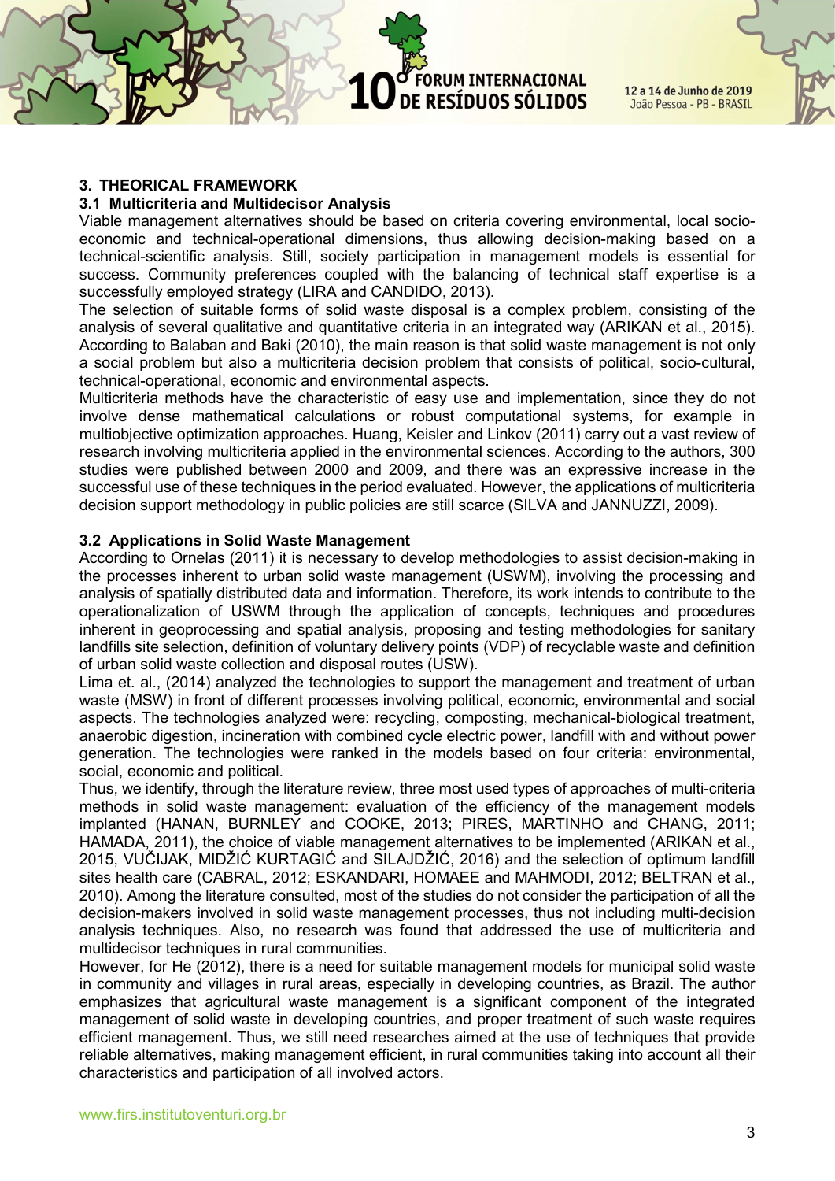## 3. THEORICAL FRAMEWORK

### 3.1 Multicriteria and Multidecisor Analysis

Viable management alternatives should be based on criteria covering environmental, local socio-economic and technical-operational dimensions, thus allowing decision-making based on a technical-scientific analysis. Still, society participation in management models is essential for success. Community preferences coupled with the balancing of technical staff expertise is a successfully employed strategy (LIRA and CANDIDO, 2013).

The selection of suitable forms of solid waste disposal is a complex problem, consisting of the analysis of several qualitative and quantitative criteria in an integrated way (ARIKAN et al., 2015). According to Balaban and Baki (2010), the main reason is that solid waste management is not only a social problem but also a multicriteria decision problem that consists of political, socio-cultural, technical-operational, economic and environmental aspects.

Multicriteria methods have the characteristic of easy use and implementation, since they do not involve dense mathematical calculations or robust computational systems, for example in multiobjective optimization approaches. Huang, Keisler and Linkov (2011) carry out a vast review of research involving multicriteria applied in the environmental sciences. According to the authors, 300 studies were published between 2000 and 2009, and there was an expressive increase in the successful use of these techniques in the period evaluated. However, the applications of multicriteria decision support methodology in public policies are still scarce (SILVA and JANNUZZI, 2009).

### 3.2 Applications in Solid Waste Management

According to Ornelas (2011) it is necessary to develop methodologies to assist decision-making in the processes inherent to urban solid waste management (USWM), involving the processing and analysis of spatially distributed data and information. Therefore, its work intends to contribute to the operationalization of USWM through the application of concepts, techniques and procedures inherent in geoprocessing and spatial analysis, proposing and testing methodologies for sanitary landfills site selection, definition of voluntary delivery points (VDP) of recyclable waste and definition of urban solid waste collection and disposal routes (USW).

Lima et. al., (2014) analyzed the technologies to support the management and treatment of urban waste (MSW) in front of different processes involving political, economic, environmental and social aspects. The technologies analyzed were: recycling, composting, mechanical-biological treatment, anaerobic digestion, incineration with combined cycle electric power, landfill with and without power generation. The technologies were ranked in the models based on four criteria: environmental, social, economic and political.

Thus, we identify, through the literature review, three most used types of approaches of multi-criteria methods in solid waste management: evaluation of the efficiency of the management models implanted (HANAN, BURNLEY and COOKE, 2013; PIRES, MARTINHO and CHANG, 2011; HAMADA, 2011), the choice of viable management alternatives to be implemented (ARIKAN et al., 2015, VUČIJAK, MIDŽIĆ KURTAGIĆ and SILAJDŽIĆ, 2016) and the selection of optimum landfill sites health care (CABRAL, 2012; ESKANDARI, HOMAEE and MAHMODI, 2012; BELTRAN et al., 2010). Among the literature consulted, most of the studies do not consider the participation of all the decision-makers involved in solid waste management processes, thus not including multi-decision analysis techniques. Also, no research was found that addressed the use of multicriteria and multidecisor techniques in rural communities.

However, for He (2012), there is a need for suitable management models for municipal solid waste in community and villages in rural areas, especially in developing countries, as Brazil. The author emphasizes that agricultural waste management is a significant component of the integrated management of solid waste in developing countries, and proper treatment of such waste requires efficient management. Thus, we still need researches aimed at the use of techniques that provide reliable alternatives, making management efficient, in rural communities taking into account all their characteristics and participation of all involved actors.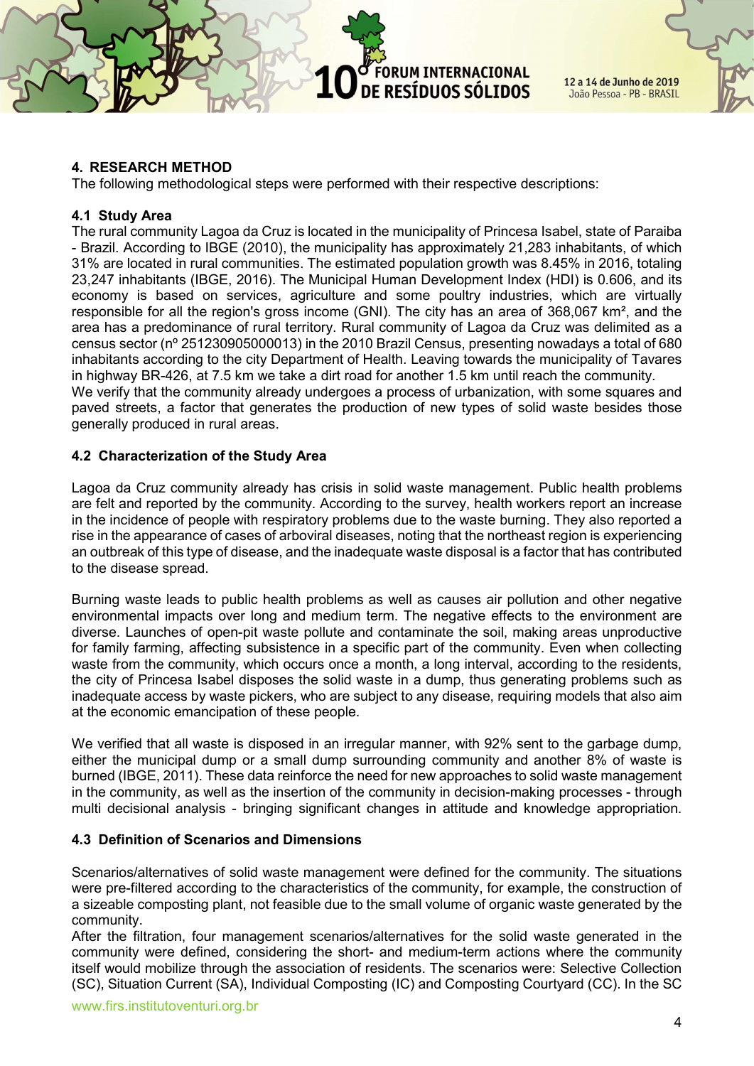## 4. RESEARCH METHOD

The following methodological steps were performed with their respective descriptions:

### 4.1 Study Area

The rural community Lagoa da Cruz is located in the municipality of Princesa Isabel, state of Paraiba - Brazil. According to IBGE (2010), the municipality has approximately 21,283 inhabitants, of which 31% are located in rural communities. The estimated population growth was 8.45% in 2016, totaling 23,247 inhabitants (IBGE, 2016). The Municipal Human Development Index (HDI) is 0.606, and its economy is based on services, agriculture and some poultry industries, which are virtually responsible for all the region's gross income (GNI). The city has an area of 368,067 km², and the area has a predominance of rural territory. Rural community of Lagoa da Cruz was delimited as a census sector (nº 251230905000013) in the 2010 Brazil Census, presenting nowadays a total of 680 inhabitants according to the city Department of Health. Leaving towards the municipality of Tavares in highway BR-426, at 7.5 km we take a dirt road for another 1.5 km until reach the community.

We verify that the community already undergoes a process of urbanization, with some squares and paved streets, a factor that generates the production of new types of solid waste besides those generally produced in rural areas.

### 4.2 Characterization of the Study Area

Lagoa da Cruz community already has crisis in solid waste management. Public health problems are felt and reported by the community. According to the survey, health workers report an increase in the incidence of people with respiratory problems due to the waste burning. They also reported a rise in the appearance of cases of arboviral diseases, noting that the northeast region is experiencing an outbreak of this type of disease, and the inadequate waste disposal is a factor that has contributed to the disease spread.

Burning waste leads to public health problems as well as causes air pollution and other negative environmental impacts over long and medium term. The negative effects to the environment are diverse. Launches of open-pit waste pollute and contaminate the soil, making areas unproductive for family farming, affecting subsistence in a specific part of the community. Even when collecting waste from the community, which occurs once a month, a long interval, according to the residents, the city of Princesa Isabel disposes the solid waste in a dump, thus generating problems such as inadequate access by waste pickers, who are subject to any disease, requiring models that also aim at the economic emancipation of these people.

We verified that all waste is disposed in an irregular manner, with 92% sent to the garbage dump, either the municipal dump or a small dump surrounding community and another 8% of waste is burned (IBGE, 2011). These data reinforce the need for new approaches to solid waste management in the community, as well as the insertion of the community in decision-making processes - through multi decisional analysis - bringing significant changes in attitude and knowledge appropriation.

### 4.3 Definition of Scenarios and Dimensions

Scenarios/alternatives of solid waste management were defined for the community. The situations were pre-filtered according to the characteristics of the community, for example, the construction of a sizeable composting plant, not feasible due to the small volume of organic waste generated by the community.

After the filtration, four management scenarios/alternatives for the solid waste generated in the community were defined, considering the short- and medium-term actions where the community itself would mobilize through the association of residents. The scenarios were: Selective Collection (SC), Situation Current (SA), Individual Composting (IC) and Composting Courtyard (CC). In the SC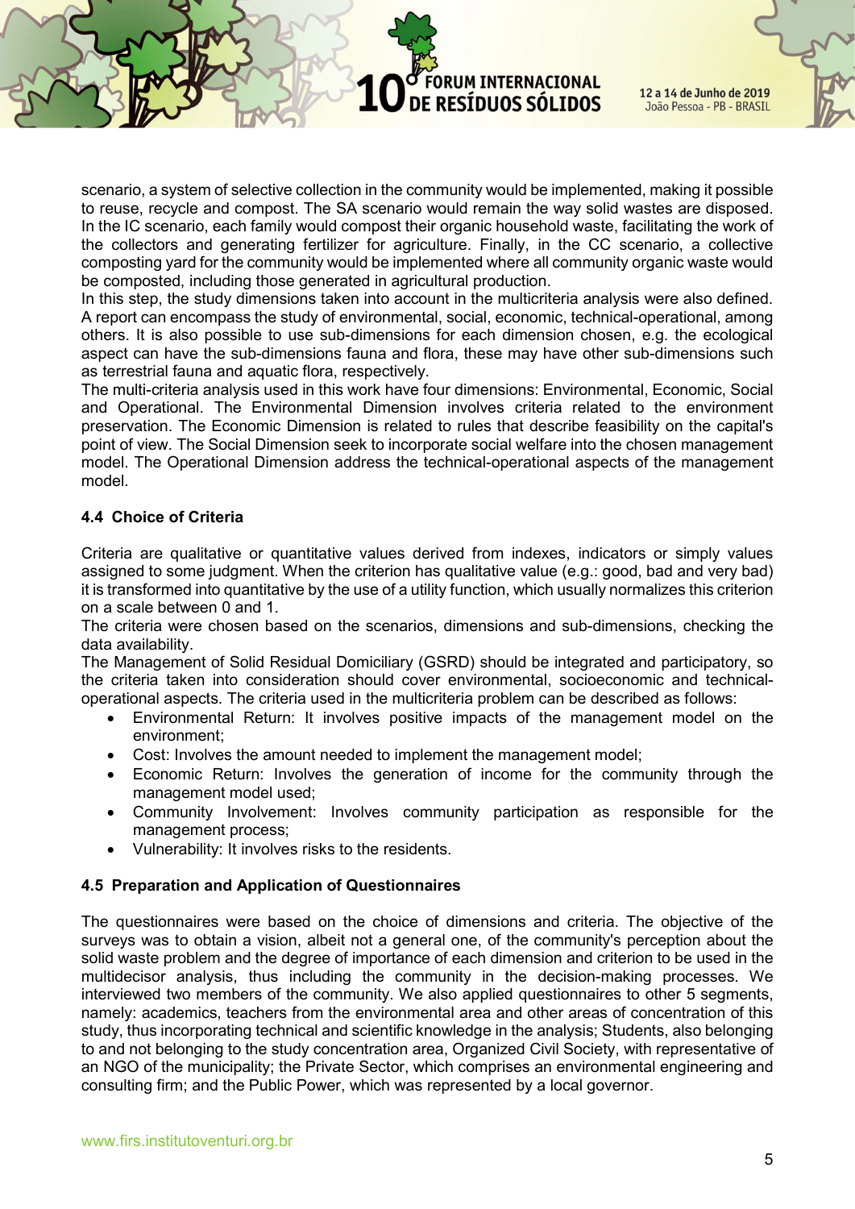scenario, a system of selective collection in the community would be implemented, making it possible to reuse, recycle and compost. The SA scenario would remain the way solid wastes are disposed. In the IC scenario, each family would compost their organic household waste, facilitating the work of the collectors and generating fertilizer for agriculture. Finally, in the CC scenario, a collective composting yard for the community would be implemented where all community organic waste would be composted, including those generated in agricultural production.

In this step, the study dimensions taken into account in the multicriteria analysis were also defined. A report can encompass the study of environmental, social, economic, technical-operational, among others. It is also possible to use sub-dimensions for each dimension chosen, e.g. the ecological aspect can have the sub-dimensions fauna and flora, these may have other sub-dimensions such as terrestrial fauna and aquatic flora, respectively.

The multi-criteria analysis used in this work have four dimensions: Environmental, Economic, Social and Operational. The Environmental Dimension involves criteria related to the environment preservation. The Economic Dimension is related to rules that describe feasibility on the capital's point of view. The Social Dimension seek to incorporate social welfare into the chosen management model. The Operational Dimension address the technical-operational aspects of the management model.

### 4.4 Choice of Criteria

Criteria are qualitative or quantitative values derived from indexes, indicators or simply values assigned to some judgment. When the criterion has qualitative value (e.g.: good, bad and very bad) it is transformed into quantitative by the use of a utility function, which usually normalizes this criterion on a scale between 0 and 1.

The criteria were chosen based on the scenarios, dimensions and sub-dimensions, checking the data availability.

The Management of Solid Residual Domiciliary (GSRD) should be integrated and participatory, so the criteria taken into consideration should cover environmental, socioeconomic and technical-operational aspects. The criteria used in the multicriteria problem can be described as follows:

- Environmental Return: It involves positive impacts of the management model on the environment;
- Cost: Involves the amount needed to implement the management model;
- Economic Return: Involves the generation of income for the community through the management model used;
- Community Involvement: Involves community participation as responsible for the management process;
- Vulnerability: It involves risks to the residents.

### 4.5 Preparation and Application of Questionnaires

The questionnaires were based on the choice of dimensions and criteria. The objective of the surveys was to obtain a vision, albeit not a general one, of the community's perception about the solid waste problem and the degree of importance of each dimension and criterion to be used in the multidecisor analysis, thus including the community in the decision-making processes. We interviewed two members of the community. We also applied questionnaires to other 5 segments, namely: academics, teachers from the environmental area and other areas of concentration of this study, thus incorporating technical and scientific knowledge in the analysis; Students, also belonging to and not belonging to the study concentration area, Organized Civil Society, with representative of an NGO of the municipality; the Private Sector, which comprises an environmental engineering and consulting firm; and the Public Power, which was represented by a local governor.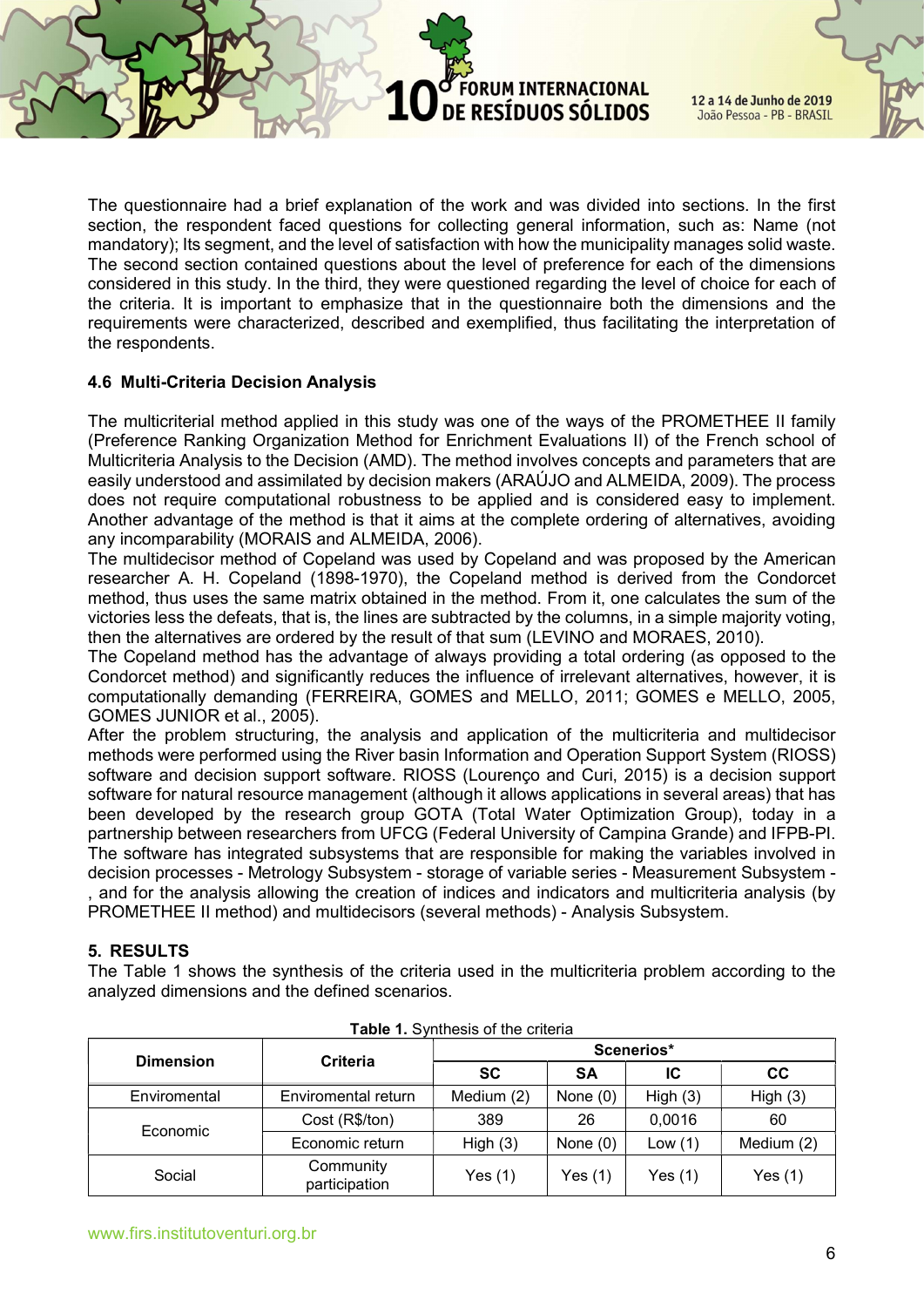The questionnaire had a brief explanation of the work and was divided into sections. In the first section, the respondent faced questions for collecting general information, such as: Name (not mandatory); Its segment, and the level of satisfaction with how the municipality manages solid waste. The second section contained questions about the level of preference for each of the dimensions considered in this study. In the third, they were questioned regarding the level of choice for each of the criteria. It is important to emphasize that in the questionnaire both the dimensions and the requirements were characterized, described and exemplified, thus facilitating the interpretation of the respondents.

### 4.6 Multi-Criteria Decision Analysis

The multicriterial method applied in this study was one of the ways of the PROMETHEE II family (Preference Ranking Organization Method for Enrichment Evaluations II) of the French school of Multicriteria Analysis to the Decision (AMD). The method involves concepts and parameters that are easily understood and assimilated by decision makers (ARAÚJO and ALMEIDA, 2009). The process does not require computational robustness to be applied and is considered easy to implement. Another advantage of the method is that it aims at the complete ordering of alternatives, avoiding any incomparability (MORAIS and ALMEIDA, 2006).

The multidecisor method of Copeland was used by Copeland and was proposed by the American researcher A. H. Copeland (1898-1970), the Copeland method is derived from the Condorcet method, thus uses the same matrix obtained in the method. From it, one calculates the sum of the victories less the defeats, that is, the lines are subtracted by the columns, in a simple majority voting, then the alternatives are ordered by the result of that sum (LEVINO and MORAES, 2010).

The Copeland method has the advantage of always providing a total ordering (as opposed to the Condorcet method) and significantly reduces the influence of irrelevant alternatives, however, it is computationally demanding (FERREIRA, GOMES and MELLO, 2011; GOMES e MELLO, 2005, GOMES JUNIOR et al., 2005).

After the problem structuring, the analysis and application of the multicriteria and multidecisor methods were performed using the River basin Information and Operation Support System (RIOSS) software and decision support software. RIOSS (Lourenço and Curi, 2015) is a decision support software for natural resource management (although it allows applications in several areas) that has been developed by the research group GOTA (Total Water Optimization Group), today in a partnership between researchers from UFCG (Federal University of Campina Grande) and IFPB-PI. The software has integrated subsystems that are responsible for making the variables involved in decision processes - Metrology Subsystem - storage of variable series - Measurement Subsystem - , and for the analysis allowing the creation of indices and indicators and multicriteria analysis (by PROMETHEE II method) and multidecisors (several methods) - Analysis Subsystem.

## 5. RESULTS

The Table 1 shows the synthesis of the criteria used in the multicriteria problem according to the analyzed dimensions and the defined scenarios.

**Table 1.** Synthesis of the criteria

| Dimension | Criteria | Scenerios* | | | |
|---|---|---|---|---|---|
| | | SC | SA | IC | CC |
| Enviromental | Enviromental return | Medium (2) | None (0) | High (3) | High (3) |
| Economic | Cost (R$/ton) | 389 | 26 | 0,0016 | 60 |
| | Economic return | High (3) | None (0) | Low (1) | Medium (2) |
| Social | Community participation | Yes (1) | Yes (1) | Yes (1) | Yes (1) |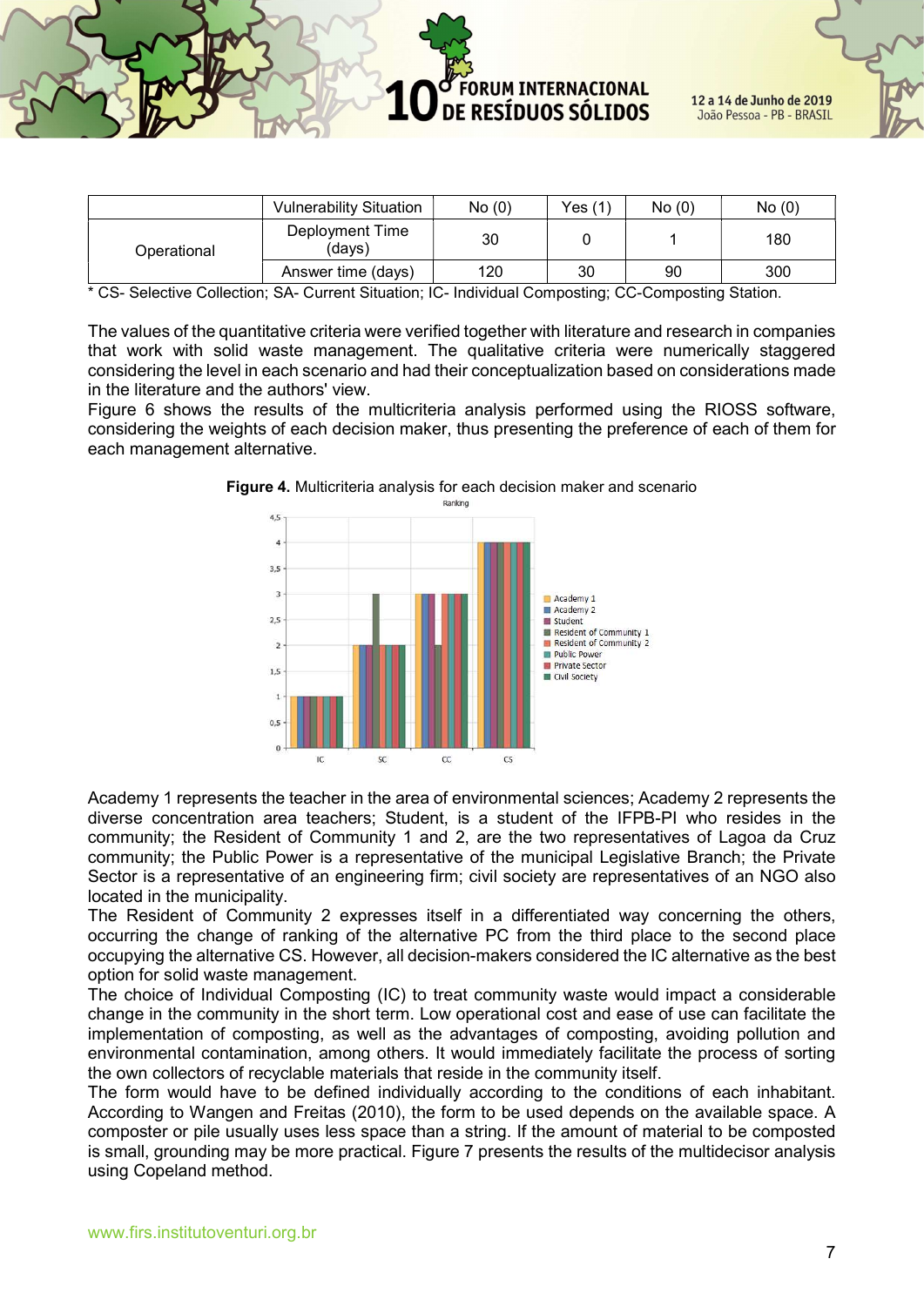| | Vulnerability Situation | No (0) | Yes (1) | No (0) | No (0) |
|---|---|---|---|---|---|
| Operational | Deployment Time (days) | 30 | 0 | 1 | 180 |
| | Answer time (days) | 120 | 30 | 90 | 300 |

* CS- Selective Collection; SA- Current Situation; IC- Individual Composting; CC-Composting Station.

The values of the quantitative criteria were verified together with literature and research in companies that work with solid waste management. The qualitative criteria were numerically staggered considering the level in each scenario and had their conceptualization based on considerations made in the literature and the authors' view.

Figure 6 shows the results of the multicriteria analysis performed using the RIOSS software, considering the weights of each decision maker, thus presenting the preference of each of them for each management alternative.

**Figure 4.** Multicriteria analysis for each decision maker and scenario

Academy 1 represents the teacher in the area of environmental sciences; Academy 2 represents the diverse concentration area teachers; Student, is a student of the IFPB-PI who resides in the community; the Resident of Community 1 and 2, are the two representatives of Lagoa da Cruz community; the Public Power is a representative of the municipal Legislative Branch; the Private Sector is a representative of an engineering firm; civil society are representatives of an NGO also located in the municipality.

The Resident of Community 2 expresses itself in a differentiated way concerning the others, occurring the change of ranking of the alternative PC from the third place to the second place occupying the alternative CS. However, all decision-makers considered the IC alternative as the best option for solid waste management.

The choice of Individual Composting (IC) to treat community waste would impact a considerable change in the community in the short term. Low operational cost and ease of use can facilitate the implementation of composting, as well as the advantages of composting, avoiding pollution and environmental contamination, among others. It would immediately facilitate the process of sorting the own collectors of recyclable materials that reside in the community itself.

The form would have to be defined individually according to the conditions of each inhabitant. According to Wangen and Freitas (2010), the form to be used depends on the available space. A composter or pile usually uses less space than a string. If the amount of material to be composted is small, grounding may be more practical. Figure 7 presents the results of the multidecisor analysis using Copeland method.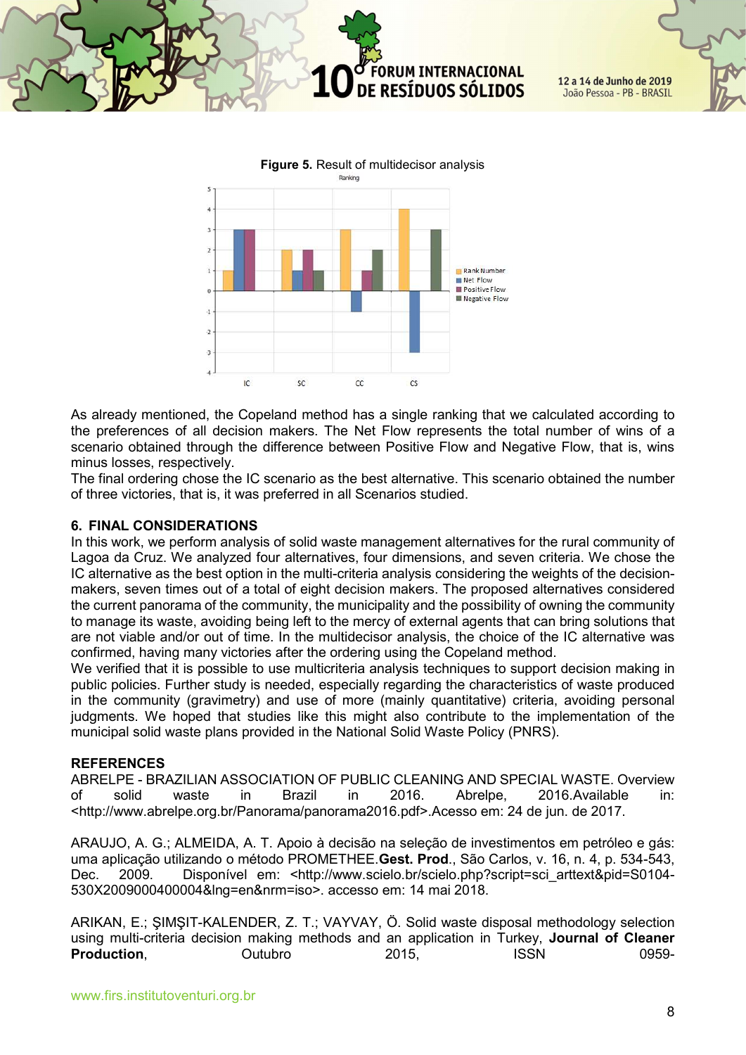**Figure 5.** Result of multidecisor analysis

As already mentioned, the Copeland method has a single ranking that we calculated according to the preferences of all decision makers. The Net Flow represents the total number of wins of a scenario obtained through the difference between Positive Flow and Negative Flow, that is, wins minus losses, respectively.

The final ordering chose the IC scenario as the best alternative. This scenario obtained the number of three victories, that is, it was preferred in all Scenarios studied.

## 6. FINAL CONSIDERATIONS

In this work, we perform analysis of solid waste management alternatives for the rural community of Lagoa da Cruz. We analyzed four alternatives, four dimensions, and seven criteria. We chose the IC alternative as the best option in the multi-criteria analysis considering the weights of the decision-makers, seven times out of a total of eight decision makers. The proposed alternatives considered the current panorama of the community, the municipality and the possibility of owning the community to manage its waste, avoiding being left to the mercy of external agents that can bring solutions that are not viable and/or out of time. In the multidecisor analysis, the choice of the IC alternative was confirmed, having many victories after the ordering using the Copeland method.

We verified that it is possible to use multicriteria analysis techniques to support decision making in public policies. Further study is needed, especially regarding the characteristics of waste produced in the community (gravimetry) and use of more (mainly quantitative) criteria, avoiding personal judgments. We hoped that studies like this might also contribute to the implementation of the municipal solid waste plans provided in the National Solid Waste Policy (PNRS).

## REFERENCES

ABRELPE - BRAZILIAN ASSOCIATION OF PUBLIC CLEANING AND SPECIAL WASTE. Overview of solid waste in Brazil in 2016. Abrelpe, 2016.Available in: <http://www.abrelpe.org.br/Panorama/panorama2016.pdf>.Acesso em: 24 de jun. de 2017.

ARAUJO, A. G.; ALMEIDA, A. T. Apoio à decisão na seleção de investimentos em petróleo e gás: uma aplicação utilizando o método PROMETHEE.**Gest. Prod**., São Carlos, v. 16, n. 4, p. 534-543, Dec. 2009. Disponível em: <http://www.scielo.br/scielo.php?script=sci_arttext&pid=S0104-530X2009000400004&lng=en&nrm=iso>. accesso em: 14 mai 2018.

ARIKAN, E.; ŞIMŞIT-KALENDER, Z. T.; VAYVAY, Ö. Solid waste disposal methodology selection using multi-criteria decision making methods and an application in Turkey, **Journal of Cleaner Production**, Outubro 2015, ISSN 0959-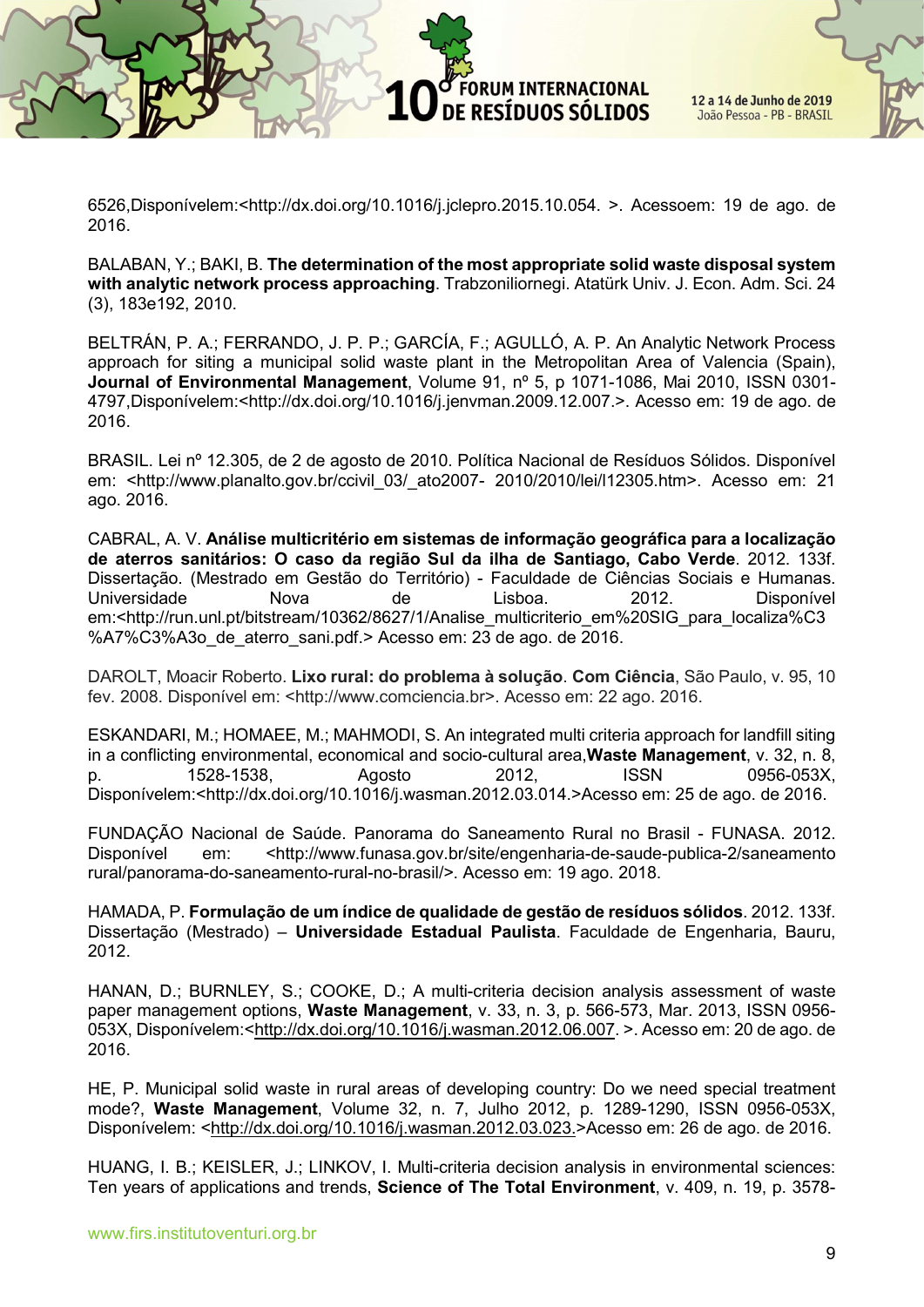6526,Disponívelem:<http://dx.doi.org/10.1016/j.jclepro.2015.10.054. >. Acessoem: 19 de ago. de 2016.

BALABAN, Y.; BAKI, B. **The determination of the most appropriate solid waste disposal system with analytic network process approaching**. Trabzoniliornegi. Atatürk Univ. J. Econ. Adm. Sci. 24 (3), 183e192, 2010.

BELTRÁN, P. A.; FERRANDO, J. P. P.; GARCÍA, F.; AGULLÓ, A. P. An Analytic Network Process approach for siting a municipal solid waste plant in the Metropolitan Area of Valencia (Spain), **Journal of Environmental Management**, Volume 91, nº 5, p 1071-1086, Mai 2010, ISSN 0301-4797,Disponívelem:<http://dx.doi.org/10.1016/j.jenvman.2009.12.007.>. Acesso em: 19 de ago. de 2016.

BRASIL. Lei nº 12.305, de 2 de agosto de 2010. Política Nacional de Resíduos Sólidos. Disponível em: <http://www.planalto.gov.br/ccivil_03/_ato2007- 2010/2010/lei/l12305.htm>. Acesso em: 21 ago. 2016.

CABRAL, A. V. **Análise multicritério em sistemas de informação geográfica para a localização de aterros sanitários: O caso da região Sul da ilha de Santiago, Cabo Verde**. 2012. 133f. Dissertação. (Mestrado em Gestão do Território) - Faculdade de Ciências Sociais e Humanas. Universidade Nova de Lisboa. 2012. Disponível em:<http://run.unl.pt/bitstream/10362/8627/1/Analise_multicriterio_em%20SIG_para_localiza%C3%A7%C3%A3o_de_aterro_sani.pdf.> Acesso em: 23 de ago. de 2016.

DAROLT, Moacir Roberto. **Lixo rural: do problema à solução**. **Com Ciência**, São Paulo, v. 95, 10 fev. 2008. Disponível em: <http://www.comciencia.br>. Acesso em: 22 ago. 2016.

ESKANDARI, M.; HOMAEE, M.; MAHMODI, S. An integrated multi criteria approach for landfill siting in a conflicting environmental, economical and socio-cultural area,**Waste Management**, v. 32, n. 8, p. 1528-1538, Agosto 2012, ISSN 0956-053X, Disponívelem:<http://dx.doi.org/10.1016/j.wasman.2012.03.014.>Acesso em: 25 de ago. de 2016.

FUNDAÇÃO Nacional de Saúde. Panorama do Saneamento Rural no Brasil - FUNASA. 2012. Disponível em: <http://www.funasa.gov.br/site/engenharia-de-saude-publica-2/saneamento rural/panorama-do-saneamento-rural-no-brasil/>. Acesso em: 19 ago. 2018.

HAMADA, P. **Formulação de um índice de qualidade de gestão de resíduos sólidos**. 2012. 133f. Dissertação (Mestrado) – **Universidade Estadual Paulista**. Faculdade de Engenharia, Bauru, 2012.

HANAN, D.; BURNLEY, S.; COOKE, D.; A multi-criteria decision analysis assessment of waste paper management options, **Waste Management**, v. 33, n. 3, p. 566-573, Mar. 2013, ISSN 0956-053X, Disponívelem:<http://dx.doi.org/10.1016/j.wasman.2012.06.007. >. Acesso em: 20 de ago. de 2016.

HE, P. Municipal solid waste in rural areas of developing country: Do we need special treatment mode?, **Waste Management**, Volume 32, n. 7, Julho 2012, p. 1289-1290, ISSN 0956-053X, Disponívelem: <http://dx.doi.org/10.1016/j.wasman.2012.03.023.>Acesso em: 26 de ago. de 2016.

HUANG, I. B.; KEISLER, J.; LINKOV, I. Multi-criteria decision analysis in environmental sciences: Ten years of applications and trends, **Science of The Total Environment**, v. 409, n. 19, p. 3578-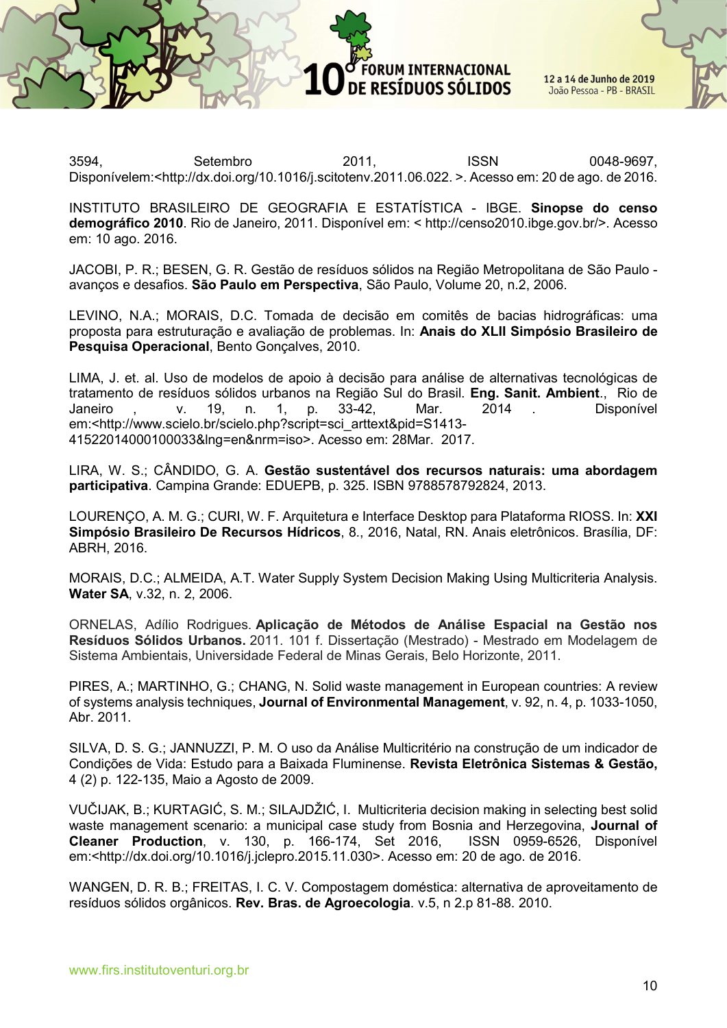3594, Setembro 2011, ISSN 0048-9697, Disponívelem:<http://dx.doi.org/10.1016/j.scitotenv.2011.06.022. >. Acesso em: 20 de ago. de 2016.

INSTITUTO BRASILEIRO DE GEOGRAFIA E ESTATÍSTICA - IBGE. **Sinopse do censo demográfico 2010**. Rio de Janeiro, 2011. Disponível em: < http://censo2010.ibge.gov.br/>. Acesso em: 10 ago. 2016.

JACOBI, P. R.; BESEN, G. R. Gestão de resíduos sólidos na Região Metropolitana de São Paulo - avanços e desafios. **São Paulo em Perspectiva**, São Paulo, Volume 20, n.2, 2006.

LEVINO, N.A.; MORAIS, D.C. Tomada de decisão em comitês de bacias hidrográficas: uma proposta para estruturação e avaliação de problemas. In: **Anais do XLII Simpósio Brasileiro de Pesquisa Operacional**, Bento Gonçalves, 2010.

LIMA, J. et. al. Uso de modelos de apoio à decisão para análise de alternativas tecnológicas de tratamento de resíduos sólidos urbanos na Região Sul do Brasil. **Eng. Sanit. Ambient**., Rio de Janeiro , v. 19, n. 1, p. 33-42, Mar. 2014 . Disponível em:<http://www.scielo.br/scielo.php?script=sci_arttext&pid=S1413-41522014000100033&lng=en&nrm=iso>. Acesso em: 28Mar. 2017.

LIRA, W. S.; CÂNDIDO, G. A. **Gestão sustentável dos recursos naturais: uma abordagem participativa**. Campina Grande: EDUEPB, p. 325. ISBN 9788578792824, 2013.

LOURENÇO, A. M. G.; CURI, W. F. Arquitetura e Interface Desktop para Plataforma RIOSS. In: **XXI Simpósio Brasileiro De Recursos Hídricos**, 8., 2016, Natal, RN. Anais eletrônicos. Brasília, DF: ABRH, 2016.

MORAIS, D.C.; ALMEIDA, A.T. Water Supply System Decision Making Using Multicriteria Analysis. **Water SA**, v.32, n. 2, 2006.

ORNELAS, Adílio Rodrigues. **Aplicação de Métodos de Análise Espacial na Gestão nos Resíduos Sólidos Urbanos.** 2011. 101 f. Dissertação (Mestrado) - Mestrado em Modelagem de Sistema Ambientais, Universidade Federal de Minas Gerais, Belo Horizonte, 2011.

PIRES, A.; MARTINHO, G.; CHANG, N. Solid waste management in European countries: A review of systems analysis techniques, **Journal of Environmental Management**, v. 92, n. 4, p. 1033-1050, Abr. 2011.

SILVA, D. S. G.; JANNUZZI, P. M. O uso da Análise Multicritério na construção de um indicador de Condições de Vida: Estudo para a Baixada Fluminense. **Revista Eletrônica Sistemas & Gestão,** 4 (2) p. 122-135, Maio a Agosto de 2009.

VUČIJAK, B.; KURTAGIĆ, S. M.; SILAJDŽIĆ, I. Multicriteria decision making in selecting best solid waste management scenario: a municipal case study from Bosnia and Herzegovina, **Journal of Cleaner Production**, v. 130, p. 166-174, Set 2016, ISSN 0959-6526, Disponível em:<http://dx.doi.org/10.1016/j.jclepro.2015.11.030>. Acesso em: 20 de ago. de 2016.

WANGEN, D. R. B.; FREITAS, I. C. V. Compostagem doméstica: alternativa de aproveitamento de resíduos sólidos orgânicos. **Rev. Bras. de Agroecologia**. v.5, n 2.p 81-88. 2010.